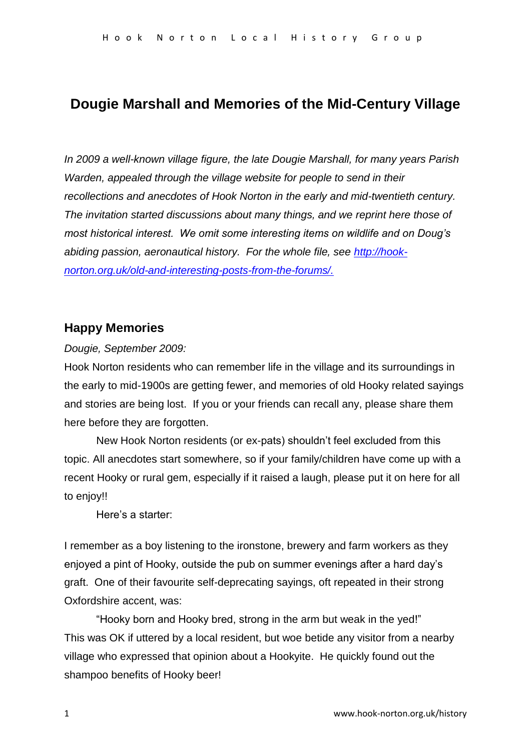# Dougie Marshall and Memories of the Mid-Century Village

*In 2009 a well-known village figure, the late Dougie Marshall, for many years Parish Warden, appealed through the village website for people to send in their recollections and anecdotes of Hook Norton in the early and mid-twentieth century. The invitation started discussions about many things, and we reprint here those of most historical interest. We omit some interesting items on wildlife and on Doug's abiding passion, aeronautical history. For the whole file, see [http://hook-norton.org.uk/old-and-interesting-posts-from-the-forums/.](http://hook-norton.org.uk/old-and-interesting-posts-from-the-forums/)*

## Happy Memories

*Dougie, September 2009:*

Hook Norton residents who can remember life in the village and its surroundings in the early to mid-1900s are getting fewer, and memories of old Hooky related sayings and stories are being lost. If you or your friends can recall any, please share them here before they are forgotten.

New Hook Norton residents (or ex-pats) shouldn't feel excluded from this topic. All anecdotes start somewhere, so if your family/children have come up with a recent Hooky or rural gem, especially if it raised a laugh, please put it on here for all to enjoy!!

Here's a starter:

I remember as a boy listening to the ironstone, brewery and farm workers as they enjoyed a pint of Hooky, outside the pub on summer evenings after a hard day's graft. One of their favourite self-deprecating sayings, oft repeated in their strong Oxfordshire accent, was:

"Hooky born and Hooky bred, strong in the arm but weak in the yed!"
This was OK if uttered by a local resident, but woe betide any visitor from a nearby village who expressed that opinion about a Hookyite. He quickly found out the shampoo benefits of Hooky beer!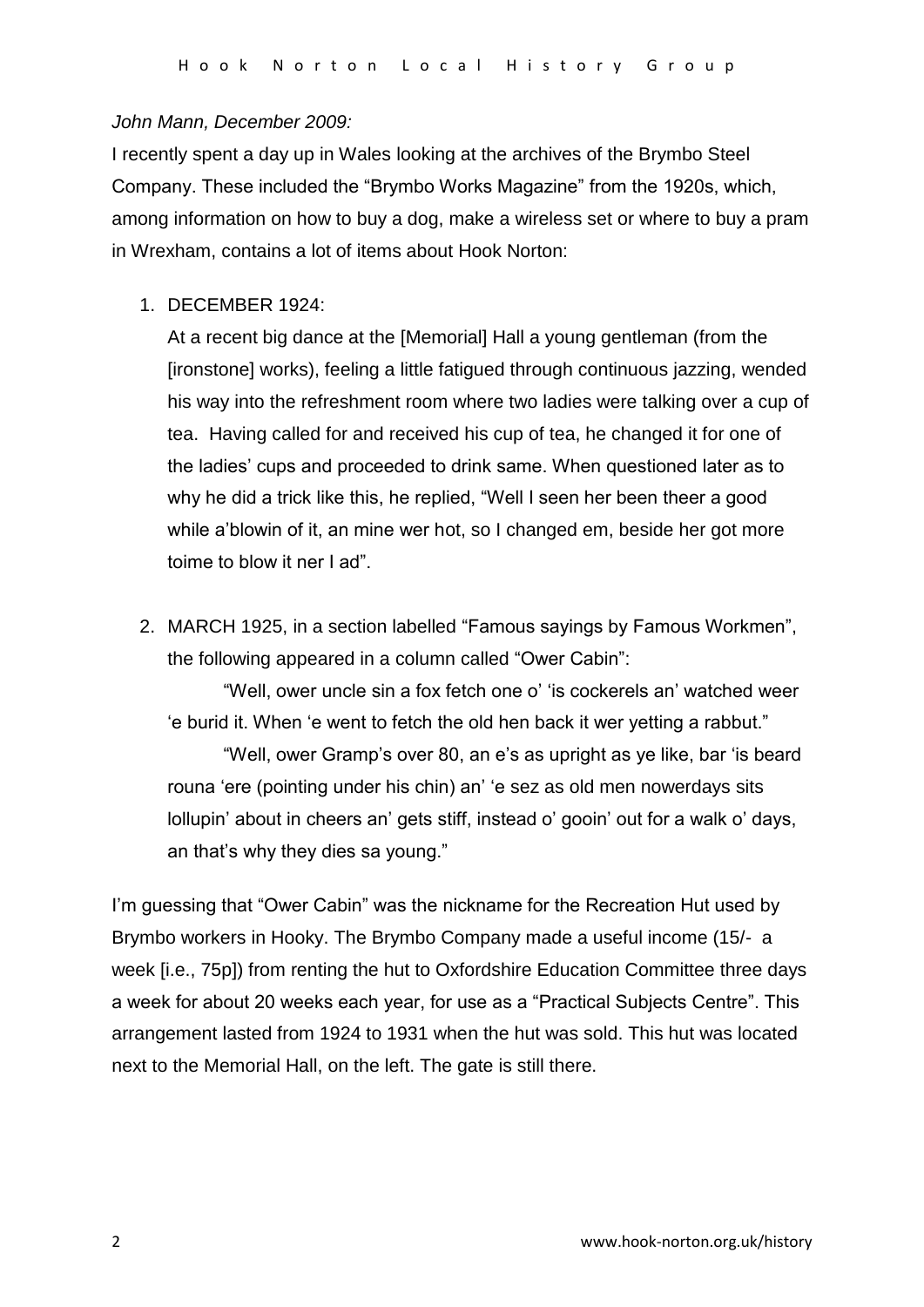*John Mann, December 2009:*

I recently spent a day up in Wales looking at the archives of the Brymbo Steel Company. These included the "Brymbo Works Magazine" from the 1920s, which, among information on how to buy a dog, make a wireless set or where to buy a pram in Wrexham, contains a lot of items about Hook Norton:

1. DECEMBER 1924:

   At a recent big dance at the [Memorial] Hall a young gentleman (from the [ironstone] works), feeling a little fatigued through continuous jazzing, wended his way into the refreshment room where two ladies were talking over a cup of tea. Having called for and received his cup of tea, he changed it for one of the ladies' cups and proceeded to drink same. When questioned later as to why he did a trick like this, he replied, "Well I seen her been theer a good while a'blowin of it, an mine wer hot, so I changed em, beside her got more toime to blow it ner I ad".

2. MARCH 1925, in a section labelled "Famous sayings by Famous Workmen", the following appeared in a column called "Ower Cabin":

   "Well, ower uncle sin a fox fetch one o' 'is cockerels an' watched weer 'e burid it. When 'e went to fetch the old hen back it wer yetting a rabbut."

   "Well, ower Gramp's over 80, an e's as upright as ye like, bar 'is beard rouna 'ere (pointing under his chin) an' 'e sez as old men nowerdays sits lollupin' about in cheers an' gets stiff, instead o' gooin' out for a walk o' days, an that's why they dies sa young."

I'm guessing that "Ower Cabin" was the nickname for the Recreation Hut used by Brymbo workers in Hooky. The Brymbo Company made a useful income (15/- a week [i.e., 75p]) from renting the hut to Oxfordshire Education Committee three days a week for about 20 weeks each year, for use as a "Practical Subjects Centre". This arrangement lasted from 1924 to 1931 when the hut was sold. This hut was located next to the Memorial Hall, on the left. The gate is still there.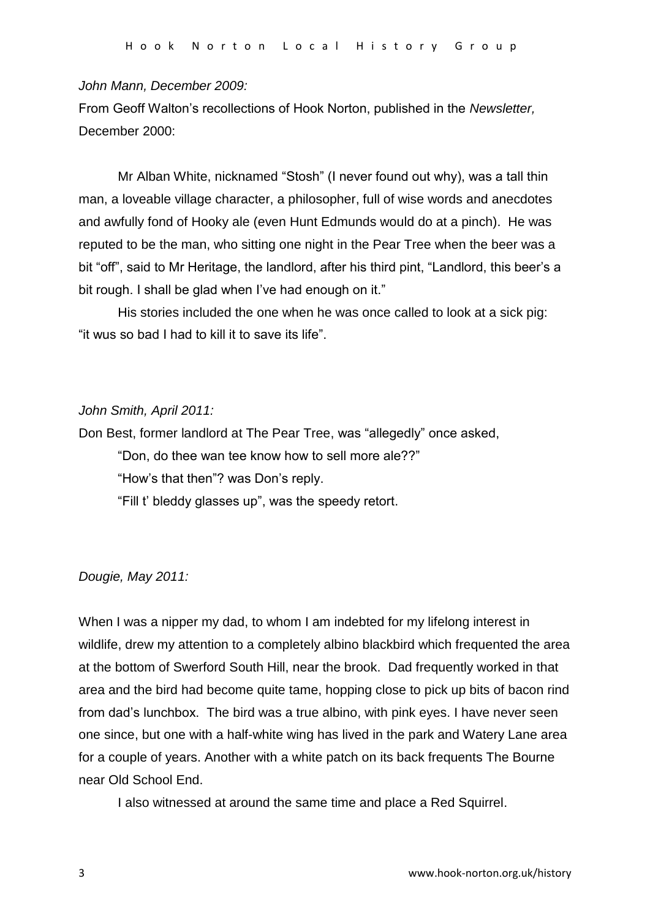*John Mann, December 2009:*

From Geoff Walton's recollections of Hook Norton, published in the *Newsletter,* December 2000:

Mr Alban White, nicknamed "Stosh" (I never found out why), was a tall thin man, a loveable village character, a philosopher, full of wise words and anecdotes and awfully fond of Hooky ale (even Hunt Edmunds would do at a pinch). He was reputed to be the man, who sitting one night in the Pear Tree when the beer was a bit "off", said to Mr Heritage, the landlord, after his third pint, "Landlord, this beer's a bit rough. I shall be glad when I've had enough on it."

His stories included the one when he was once called to look at a sick pig: "it wus so bad I had to kill it to save its life".

*John Smith, April 2011:*

Don Best, former landlord at The Pear Tree, was "allegedly" once asked,

"Don, do thee wan tee know how to sell more ale??"

"How's that then"? was Don's reply.

"Fill t' bleddy glasses up", was the speedy retort.

*Dougie, May 2011:*

When I was a nipper my dad, to whom I am indebted for my lifelong interest in wildlife, drew my attention to a completely albino blackbird which frequented the area at the bottom of Swerford South Hill, near the brook. Dad frequently worked in that area and the bird had become quite tame, hopping close to pick up bits of bacon rind from dad's lunchbox. The bird was a true albino, with pink eyes. I have never seen one since, but one with a half-white wing has lived in the park and Watery Lane area for a couple of years. Another with a white patch on its back frequents The Bourne near Old School End.

I also witnessed at around the same time and place a Red Squirrel.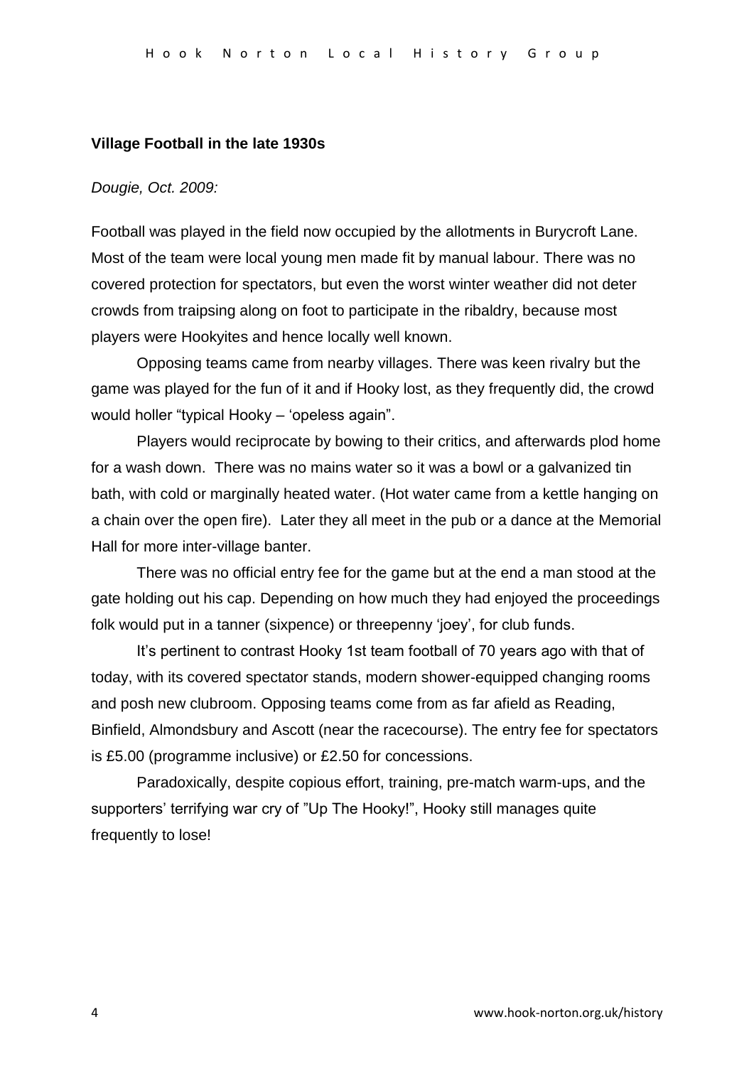**Village Football in the late 1930s**

*Dougie, Oct. 2009:*

Football was played in the field now occupied by the allotments in Burycroft Lane. Most of the team were local young men made fit by manual labour. There was no covered protection for spectators, but even the worst winter weather did not deter crowds from traipsing along on foot to participate in the ribaldry, because most players were Hookyites and hence locally well known.

Opposing teams came from nearby villages. There was keen rivalry but the game was played for the fun of it and if Hooky lost, as they frequently did, the crowd would holler "typical Hooky – 'opeless again".

Players would reciprocate by bowing to their critics, and afterwards plod home for a wash down. There was no mains water so it was a bowl or a galvanized tin bath, with cold or marginally heated water. (Hot water came from a kettle hanging on a chain over the open fire). Later they all meet in the pub or a dance at the Memorial Hall for more inter-village banter.

There was no official entry fee for the game but at the end a man stood at the gate holding out his cap. Depending on how much they had enjoyed the proceedings folk would put in a tanner (sixpence) or threepenny 'joey', for club funds.

It's pertinent to contrast Hooky 1st team football of 70 years ago with that of today, with its covered spectator stands, modern shower-equipped changing rooms and posh new clubroom. Opposing teams come from as far afield as Reading, Binfield, Almondsbury and Ascott (near the racecourse). The entry fee for spectators is £5.00 (programme inclusive) or £2.50 for concessions.

Paradoxically, despite copious effort, training, pre-match warm-ups, and the supporters' terrifying war cry of "Up The Hooky!", Hooky still manages quite frequently to lose!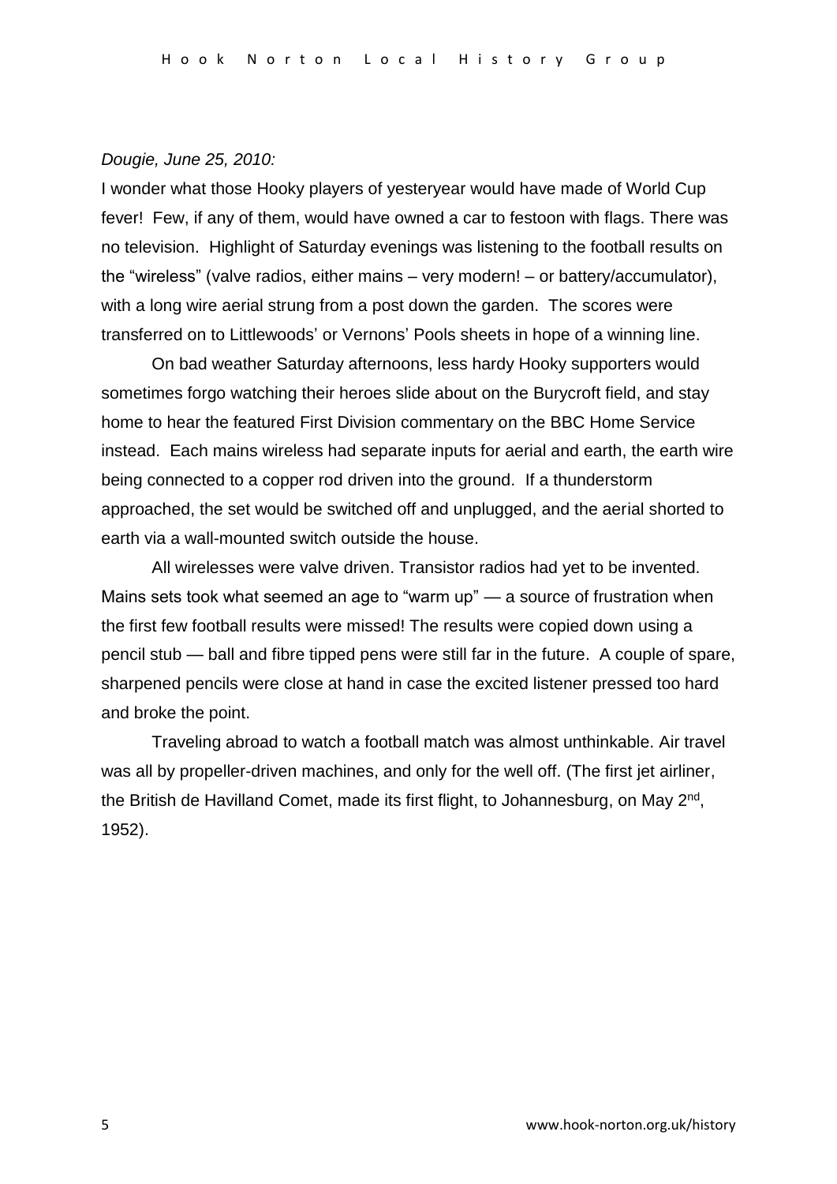*Dougie, June 25, 2010:*

I wonder what those Hooky players of yesteryear would have made of World Cup fever! Few, if any of them, would have owned a car to festoon with flags. There was no television. Highlight of Saturday evenings was listening to the football results on the "wireless" (valve radios, either mains – very modern! – or battery/accumulator), with a long wire aerial strung from a post down the garden. The scores were transferred on to Littlewoods' or Vernons' Pools sheets in hope of a winning line.

On bad weather Saturday afternoons, less hardy Hooky supporters would sometimes forgo watching their heroes slide about on the Burycroft field, and stay home to hear the featured First Division commentary on the BBC Home Service instead. Each mains wireless had separate inputs for aerial and earth, the earth wire being connected to a copper rod driven into the ground. If a thunderstorm approached, the set would be switched off and unplugged, and the aerial shorted to earth via a wall-mounted switch outside the house.

All wirelesses were valve driven. Transistor radios had yet to be invented. Mains sets took what seemed an age to "warm up" — a source of frustration when the first few football results were missed! The results were copied down using a pencil stub — ball and fibre tipped pens were still far in the future. A couple of spare, sharpened pencils were close at hand in case the excited listener pressed too hard and broke the point.

Traveling abroad to watch a football match was almost unthinkable. Air travel was all by propeller-driven machines, and only for the well off. (The first jet airliner, the British de Havilland Comet, made its first flight, to Johannesburg, on May 2nd, 1952).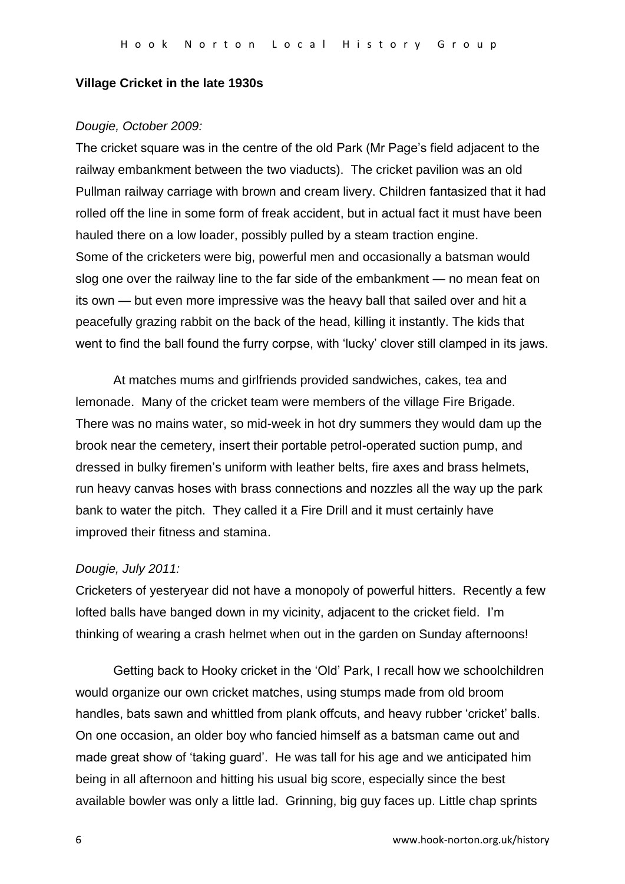**Village Cricket in the late 1930s**

*Dougie, October 2009:*

The cricket square was in the centre of the old Park (Mr Page's field adjacent to the railway embankment between the two viaducts). The cricket pavilion was an old Pullman railway carriage with brown and cream livery. Children fantasized that it had rolled off the line in some form of freak accident, but in actual fact it must have been hauled there on a low loader, possibly pulled by a steam traction engine. Some of the cricketers were big, powerful men and occasionally a batsman would slog one over the railway line to the far side of the embankment — no mean feat on its own — but even more impressive was the heavy ball that sailed over and hit a peacefully grazing rabbit on the back of the head, killing it instantly. The kids that went to find the ball found the furry corpse, with 'lucky' clover still clamped in its jaws.

At matches mums and girlfriends provided sandwiches, cakes, tea and lemonade. Many of the cricket team were members of the village Fire Brigade. There was no mains water, so mid-week in hot dry summers they would dam up the brook near the cemetery, insert their portable petrol-operated suction pump, and dressed in bulky firemen's uniform with leather belts, fire axes and brass helmets, run heavy canvas hoses with brass connections and nozzles all the way up the park bank to water the pitch. They called it a Fire Drill and it must certainly have improved their fitness and stamina.

*Dougie, July 2011:*

Cricketers of yesteryear did not have a monopoly of powerful hitters. Recently a few lofted balls have banged down in my vicinity, adjacent to the cricket field. I'm thinking of wearing a crash helmet when out in the garden on Sunday afternoons!

Getting back to Hooky cricket in the 'Old' Park, I recall how we schoolchildren would organize our own cricket matches, using stumps made from old broom handles, bats sawn and whittled from plank offcuts, and heavy rubber 'cricket' balls. On one occasion, an older boy who fancied himself as a batsman came out and made great show of 'taking guard'. He was tall for his age and we anticipated him being in all afternoon and hitting his usual big score, especially since the best available bowler was only a little lad. Grinning, big guy faces up. Little chap sprints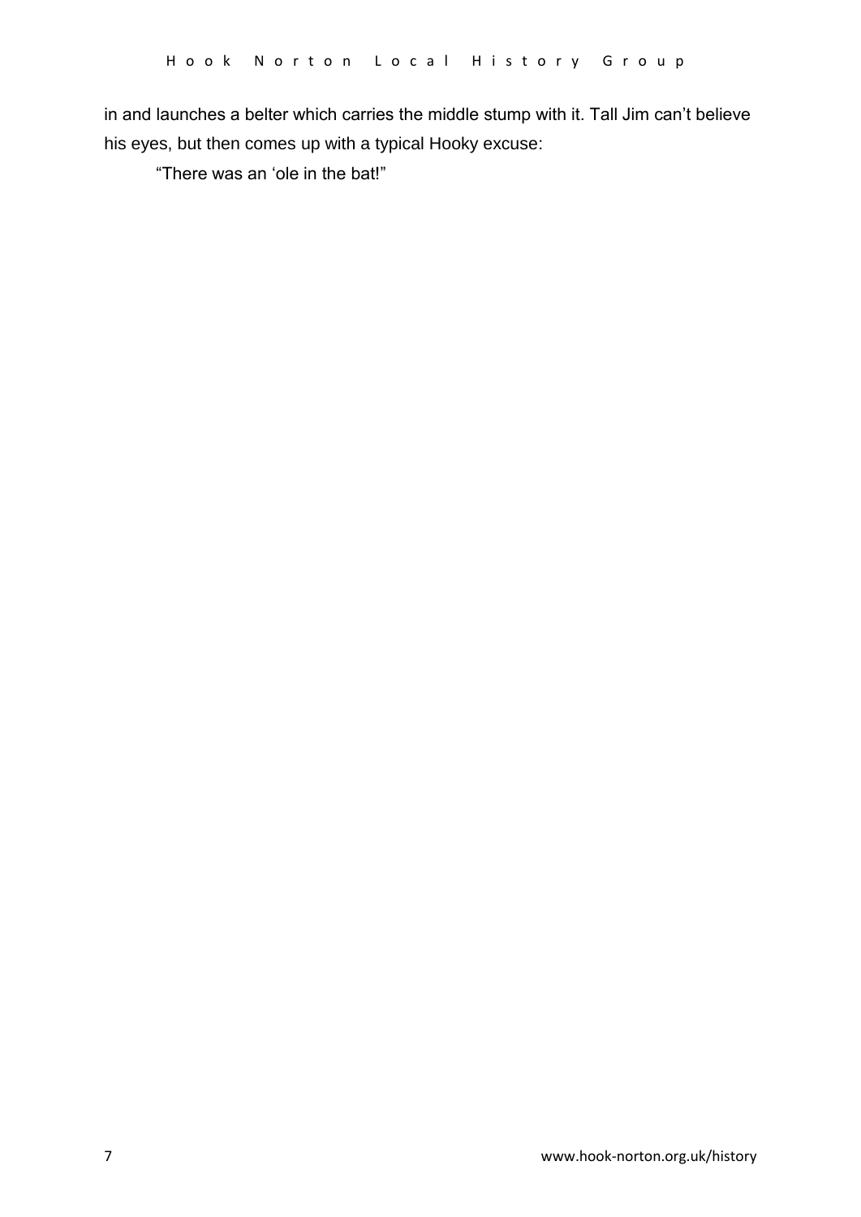in and launches a belter which carries the middle stump with it. Tall Jim can't believe his eyes, but then comes up with a typical Hooky excuse:

"There was an 'ole in the bat!"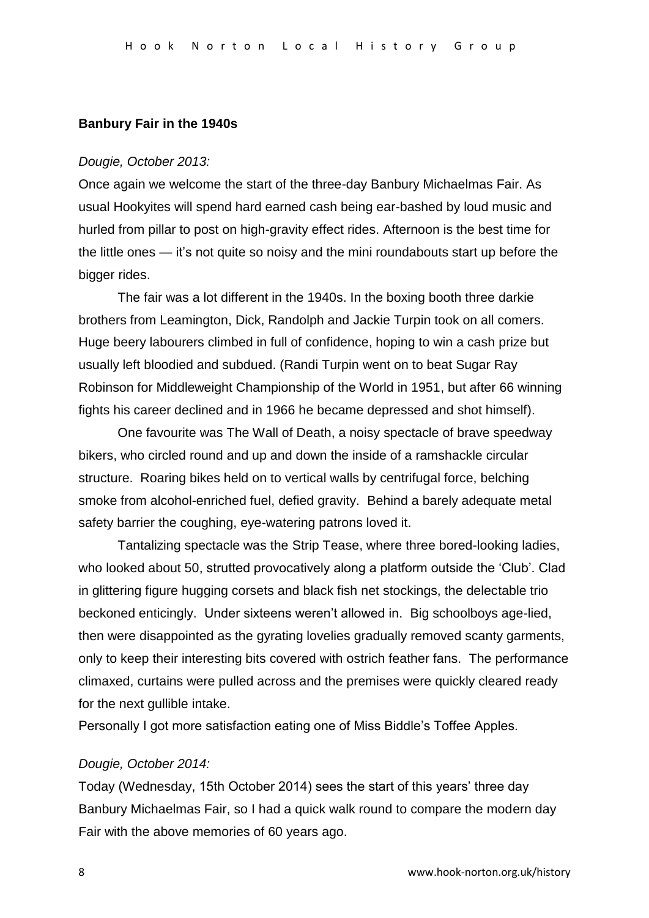**Banbury Fair in the 1940s**

*Dougie, October 2013:*

Once again we welcome the start of the three-day Banbury Michaelmas Fair. As usual Hookyites will spend hard earned cash being ear-bashed by loud music and hurled from pillar to post on high-gravity effect rides. Afternoon is the best time for the little ones — it's not quite so noisy and the mini roundabouts start up before the bigger rides.

The fair was a lot different in the 1940s. In the boxing booth three darkie brothers from Leamington, Dick, Randolph and Jackie Turpin took on all comers. Huge beery labourers climbed in full of confidence, hoping to win a cash prize but usually left bloodied and subdued. (Randi Turpin went on to beat Sugar Ray Robinson for Middleweight Championship of the World in 1951, but after 66 winning fights his career declined and in 1966 he became depressed and shot himself).

One favourite was The Wall of Death, a noisy spectacle of brave speedway bikers, who circled round and up and down the inside of a ramshackle circular structure. Roaring bikes held on to vertical walls by centrifugal force, belching smoke from alcohol-enriched fuel, defied gravity. Behind a barely adequate metal safety barrier the coughing, eye-watering patrons loved it.

Tantalizing spectacle was the Strip Tease, where three bored-looking ladies, who looked about 50, strutted provocatively along a platform outside the 'Club'. Clad in glittering figure hugging corsets and black fish net stockings, the delectable trio beckoned enticingly. Under sixteens weren't allowed in. Big schoolboys age-lied, then were disappointed as the gyrating lovelies gradually removed scanty garments, only to keep their interesting bits covered with ostrich feather fans. The performance climaxed, curtains were pulled across and the premises were quickly cleared ready for the next gullible intake.

Personally I got more satisfaction eating one of Miss Biddle's Toffee Apples.

*Dougie, October 2014:*

Today (Wednesday, 15th October 2014) sees the start of this years' three day Banbury Michaelmas Fair, so I had a quick walk round to compare the modern day Fair with the above memories of 60 years ago.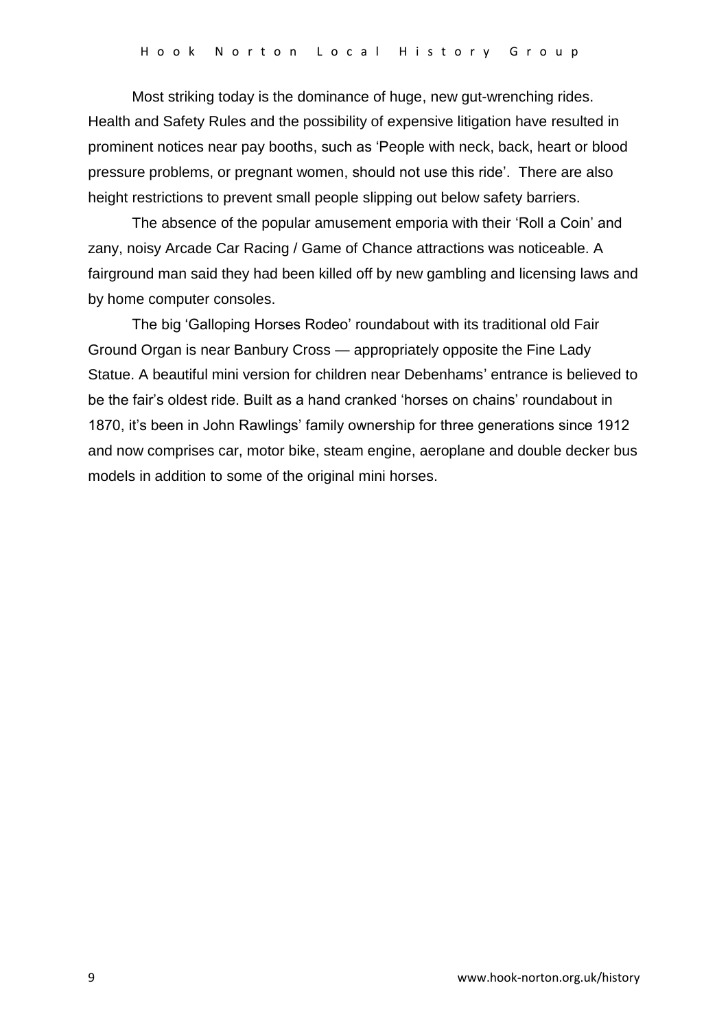Most striking today is the dominance of huge, new gut-wrenching rides. Health and Safety Rules and the possibility of expensive litigation have resulted in prominent notices near pay booths, such as 'People with neck, back, heart or blood pressure problems, or pregnant women, should not use this ride'. There are also height restrictions to prevent small people slipping out below safety barriers.

The absence of the popular amusement emporia with their 'Roll a Coin' and zany, noisy Arcade Car Racing / Game of Chance attractions was noticeable. A fairground man said they had been killed off by new gambling and licensing laws and by home computer consoles.

The big 'Galloping Horses Rodeo' roundabout with its traditional old Fair Ground Organ is near Banbury Cross — appropriately opposite the Fine Lady Statue. A beautiful mini version for children near Debenhams' entrance is believed to be the fair's oldest ride. Built as a hand cranked 'horses on chains' roundabout in 1870, it's been in John Rawlings' family ownership for three generations since 1912 and now comprises car, motor bike, steam engine, aeroplane and double decker bus models in addition to some of the original mini horses.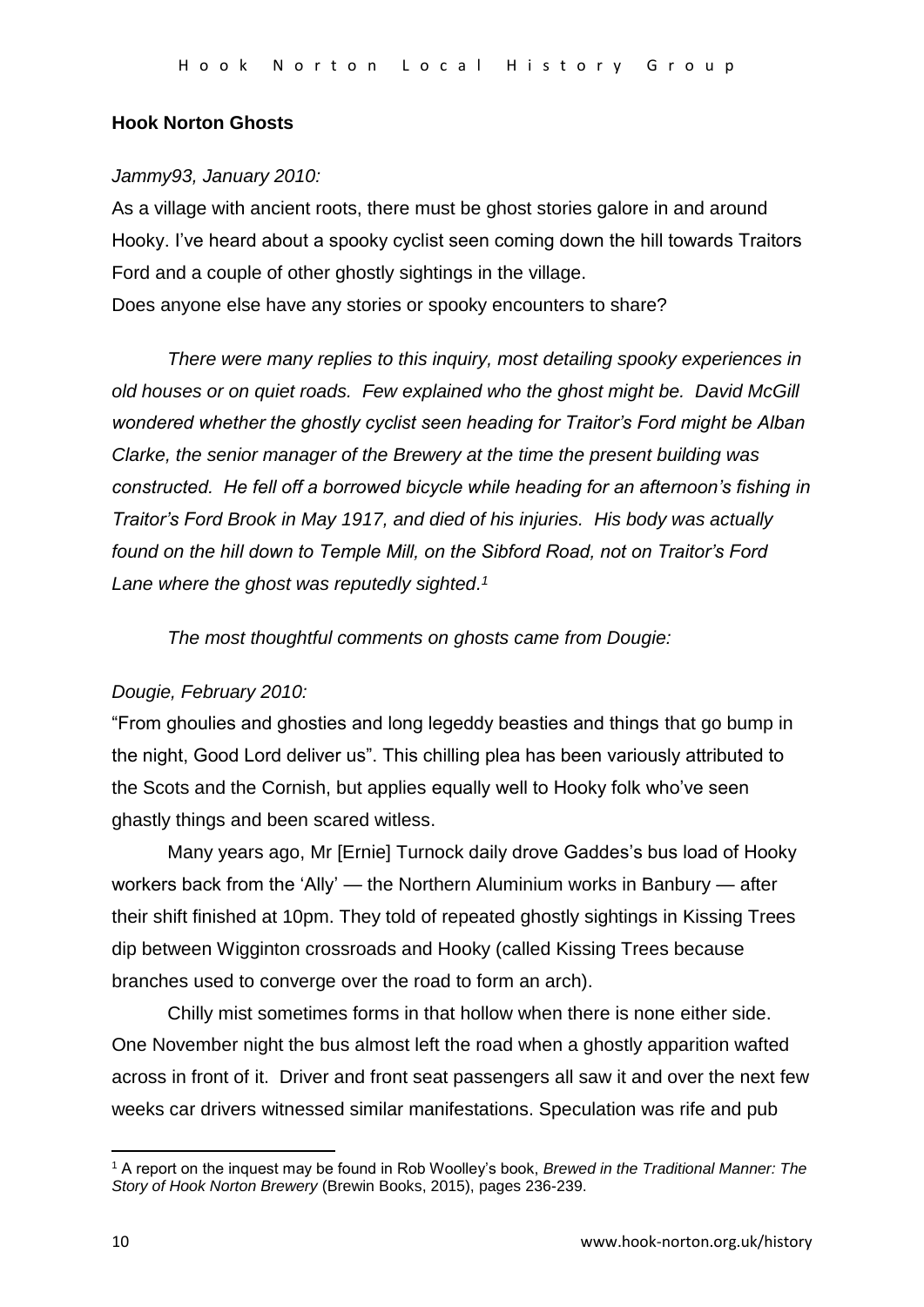**Hook Norton Ghosts**

*Jammy93, January 2010:*

As a village with ancient roots, there must be ghost stories galore in and around Hooky. I've heard about a spooky cyclist seen coming down the hill towards Traitors Ford and a couple of other ghostly sightings in the village.
Does anyone else have any stories or spooky encounters to share?

*There were many replies to this inquiry, most detailing spooky experiences in old houses or on quiet roads. Few explained who the ghost might be. David McGill wondered whether the ghostly cyclist seen heading for Traitor's Ford might be Alban Clarke, the senior manager of the Brewery at the time the present building was constructed. He fell off a borrowed bicycle while heading for an afternoon's fishing in Traitor's Ford Brook in May 1917, and died of his injuries. His body was actually found on the hill down to Temple Mill, on the Sibford Road, not on Traitor's Ford Lane where the ghost was reputedly sighted.*[1]

*The most thoughtful comments on ghosts came from Dougie:*

*Dougie, February 2010:*

"From ghoulies and ghosties and long legeddy beasties and things that go bump in the night, Good Lord deliver us". This chilling plea has been variously attributed to the Scots and the Cornish, but applies equally well to Hooky folk who've seen ghastly things and been scared witless.

Many years ago, Mr [Ernie] Turnock daily drove Gaddes's bus load of Hooky workers back from the 'Ally' — the Northern Aluminium works in Banbury — after their shift finished at 10pm. They told of repeated ghostly sightings in Kissing Trees dip between Wigginton crossroads and Hooky (called Kissing Trees because branches used to converge over the road to form an arch).

Chilly mist sometimes forms in that hollow when there is none either side. One November night the bus almost left the road when a ghostly apparition wafted across in front of it. Driver and front seat passengers all saw it and over the next few weeks car drivers witnessed similar manifestations. Speculation was rife and pub

---

[1] A report on the inquest may be found in Rob Woolley's book, *Brewed in the Traditional Manner: The Story of Hook Norton Brewery* (Brewin Books, 2015), pages 236-239.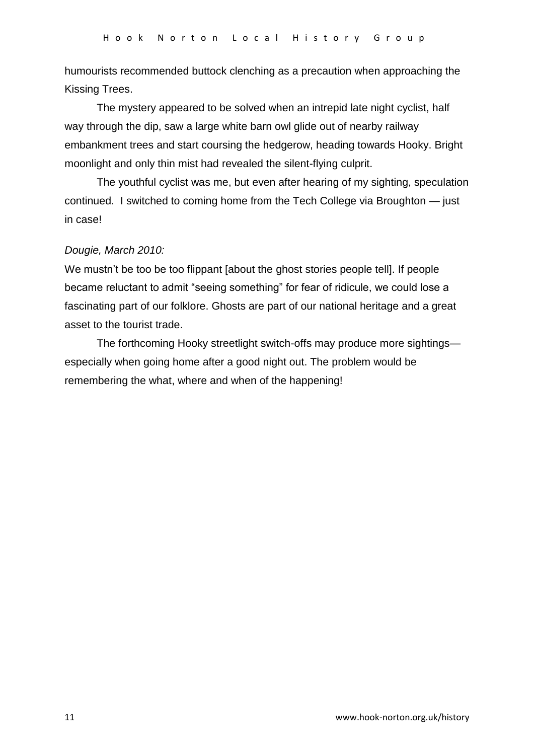humourists recommended buttock clenching as a precaution when approaching the Kissing Trees.

The mystery appeared to be solved when an intrepid late night cyclist, half way through the dip, saw a large white barn owl glide out of nearby railway embankment trees and start coursing the hedgerow, heading towards Hooky. Bright moonlight and only thin mist had revealed the silent-flying culprit.

The youthful cyclist was me, but even after hearing of my sighting, speculation continued. I switched to coming home from the Tech College via Broughton — just in case!

*Dougie, March 2010:*

We mustn't be too be too flippant [about the ghost stories people tell]. If people became reluctant to admit "seeing something" for fear of ridicule, we could lose a fascinating part of our folklore. Ghosts are part of our national heritage and a great asset to the tourist trade.

The forthcoming Hooky streetlight switch-offs may produce more sightings—especially when going home after a good night out. The problem would be remembering the what, where and when of the happening!